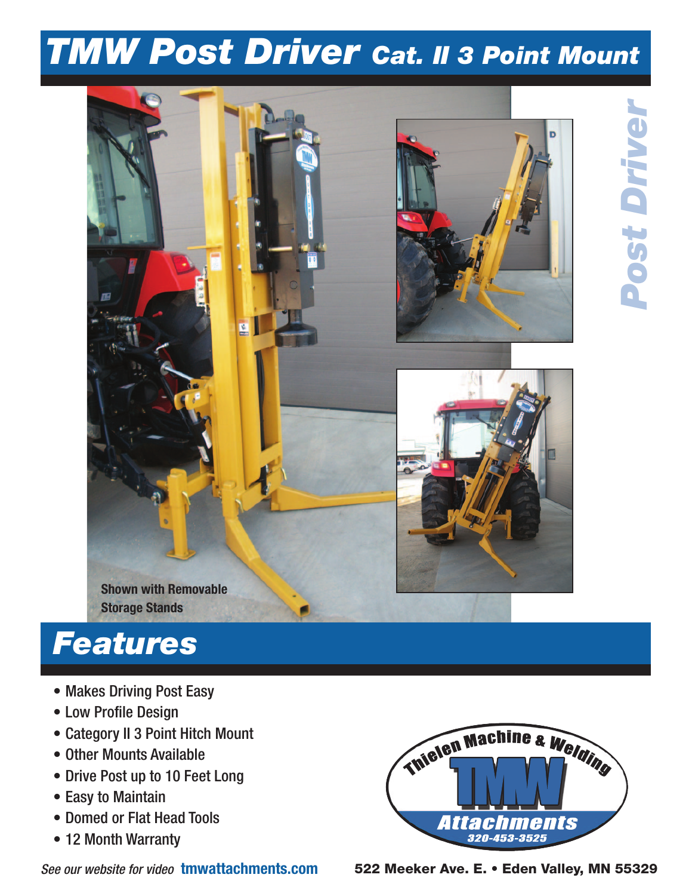# TMW Post Driver *Cat. II 3 Point Mount*

Post Driver

Shown with Removable Storage Stands

## Features

- Makes Driving Post Easy
- Low Profile Design
- Category II 3 Point Hitch Mount
- Other Mounts Available
- Drive Post up to 10 Feet Long
- Easy to Maintain
- Domed or Flat Head Tools
- 12 Month Warranty

Thielen Machine & Welding
TMW
Attachments
320-453-3525

*See our website for video* **tmwattachments.com**

**522 Meeker Ave. E. • Eden Valley, MN 55329**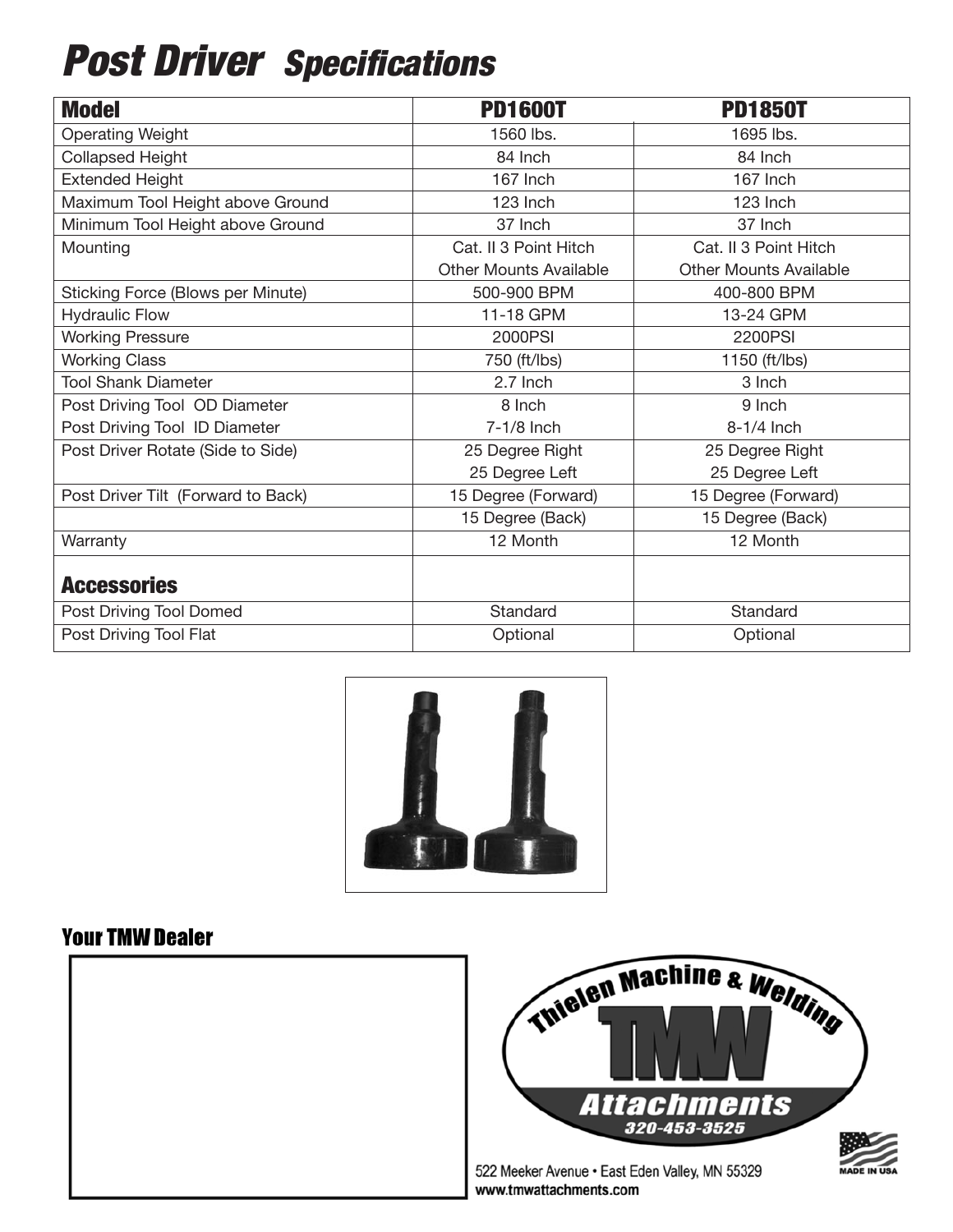# *Post Driver* *Specifications*

| Model | PD1600T | PD1850T |
|---|---|---|
| Operating Weight | 1560 lbs. | 1695 lbs. |
| Collapsed Height | 84 Inch | 84 Inch |
| Extended Height | 167 Inch | 167 Inch |
| Maximum Tool Height above Ground | 123 Inch | 123 Inch |
| Minimum Tool Height above Ground | 37 Inch | 37 Inch |
| Mounting | Cat. II 3 Point Hitch<br>Other Mounts Available | Cat. II 3 Point Hitch<br>Other Mounts Available |
| Sticking Force (Blows per Minute) | 500-900 BPM | 400-800 BPM |
| Hydraulic Flow | 11-18 GPM | 13-24 GPM |
| Working Pressure | 2000PSI | 2200PSI |
| Working Class | 750 (ft/lbs) | 1150 (ft/lbs) |
| Tool Shank Diameter | 2.7 Inch | 3 Inch |
| Post Driving Tool OD Diameter | 8 Inch | 9 Inch |
| Post Driving Tool ID Diameter | 7-1/8 Inch | 8-1/4 Inch |
| Post Driver Rotate (Side to Side) | 25 Degree Right<br>25 Degree Left | 25 Degree Right<br>25 Degree Left |
| Post Driver Tilt (Forward to Back) | 15 Degree (Forward) | 15 Degree (Forward) |
| | 15 Degree (Back) | 15 Degree (Back) |
| Warranty | 12 Month | 12 Month |
| **Accessories** | | |
| Post Driving Tool Domed | Standard | Standard |
| Post Driving Tool Flat | Optional | Optional |

**Your TMW Dealer**

Thielen Machine & Welding

TMW

Attachments

320-453-3525

522 Meeker Avenue • East Eden Valley, MN 55329

www.tmwattachments.com

MADE IN USA